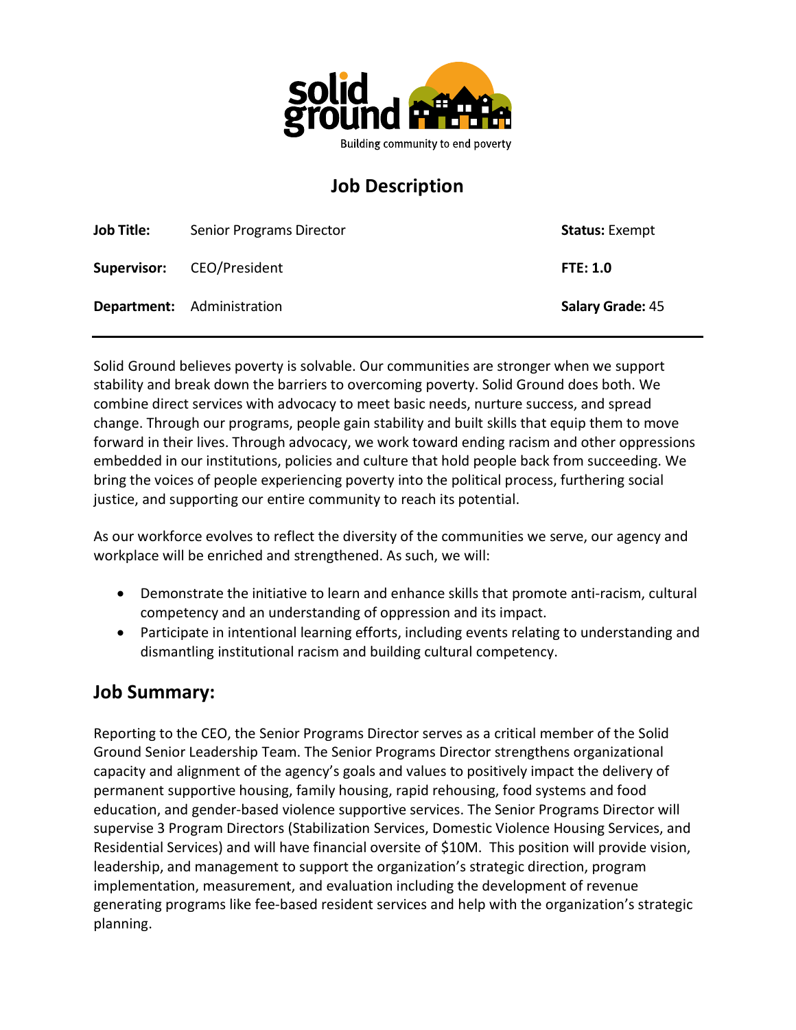solid ground

Building community to end poverty

# Job Description

| | | |
|---|---|---|
| **Job Title:** Senior Programs Director | | **Status:** Exempt |
| **Supervisor:** CEO/President | | **FTE: 1.0** |
| **Department:** Administration | | **Salary Grade:** 45 |

Solid Ground believes poverty is solvable. Our communities are stronger when we support stability and break down the barriers to overcoming poverty. Solid Ground does both. We combine direct services with advocacy to meet basic needs, nurture success, and spread change. Through our programs, people gain stability and built skills that equip them to move forward in their lives. Through advocacy, we work toward ending racism and other oppressions embedded in our institutions, policies and culture that hold people back from succeeding. We bring the voices of people experiencing poverty into the political process, furthering social justice, and supporting our entire community to reach its potential.

As our workforce evolves to reflect the diversity of the communities we serve, our agency and workplace will be enriched and strengthened. As such, we will:

- Demonstrate the initiative to learn and enhance skills that promote anti-racism, cultural competency and an understanding of oppression and its impact.
- Participate in intentional learning efforts, including events relating to understanding and dismantling institutional racism and building cultural competency.

## Job Summary:

Reporting to the CEO, the Senior Programs Director serves as a critical member of the Solid Ground Senior Leadership Team. The Senior Programs Director strengthens organizational capacity and alignment of the agency's goals and values to positively impact the delivery of permanent supportive housing, family housing, rapid rehousing, food systems and food education, and gender-based violence supportive services. The Senior Programs Director will supervise 3 Program Directors (Stabilization Services, Domestic Violence Housing Services, and Residential Services) and will have financial oversite of $10M. This position will provide vision, leadership, and management to support the organization's strategic direction, program implementation, measurement, and evaluation including the development of revenue generating programs like fee-based resident services and help with the organization's strategic planning.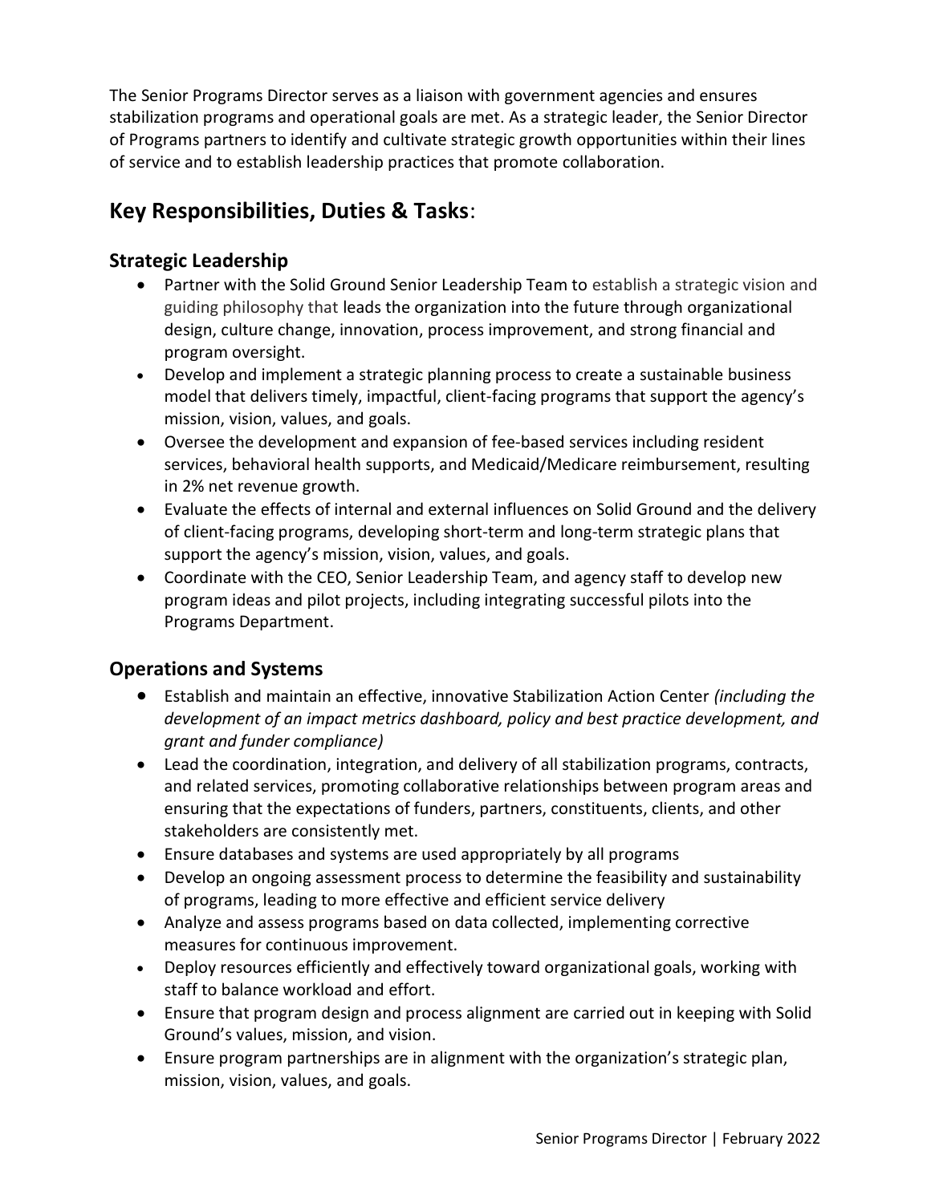The Senior Programs Director serves as a liaison with government agencies and ensures stabilization programs and operational goals are met. As a strategic leader, the Senior Director of Programs partners to identify and cultivate strategic growth opportunities within their lines of service and to establish leadership practices that promote collaboration.

## **Key Responsibilities, Duties & Tasks**:

### Strategic Leadership

- Partner with the Solid Ground Senior Leadership Team to establish a strategic vision and guiding philosophy that leads the organization into the future through organizational design, culture change, innovation, process improvement, and strong financial and program oversight.
- Develop and implement a strategic planning process to create a sustainable business model that delivers timely, impactful, client-facing programs that support the agency's mission, vision, values, and goals.
- Oversee the development and expansion of fee-based services including resident services, behavioral health supports, and Medicaid/Medicare reimbursement, resulting in 2% net revenue growth.
- Evaluate the effects of internal and external influences on Solid Ground and the delivery of client-facing programs, developing short-term and long-term strategic plans that support the agency's mission, vision, values, and goals.
- Coordinate with the CEO, Senior Leadership Team, and agency staff to develop new program ideas and pilot projects, including integrating successful pilots into the Programs Department.

### Operations and Systems

- Establish and maintain an effective, innovative Stabilization Action Center *(including the development of an impact metrics dashboard, policy and best practice development, and grant and funder compliance)*
- Lead the coordination, integration, and delivery of all stabilization programs, contracts, and related services, promoting collaborative relationships between program areas and ensuring that the expectations of funders, partners, constituents, clients, and other stakeholders are consistently met.
- Ensure databases and systems are used appropriately by all programs
- Develop an ongoing assessment process to determine the feasibility and sustainability of programs, leading to more effective and efficient service delivery
- Analyze and assess programs based on data collected, implementing corrective measures for continuous improvement.
- Deploy resources efficiently and effectively toward organizational goals, working with staff to balance workload and effort.
- Ensure that program design and process alignment are carried out in keeping with Solid Ground's values, mission, and vision.
- Ensure program partnerships are in alignment with the organization's strategic plan, mission, vision, values, and goals.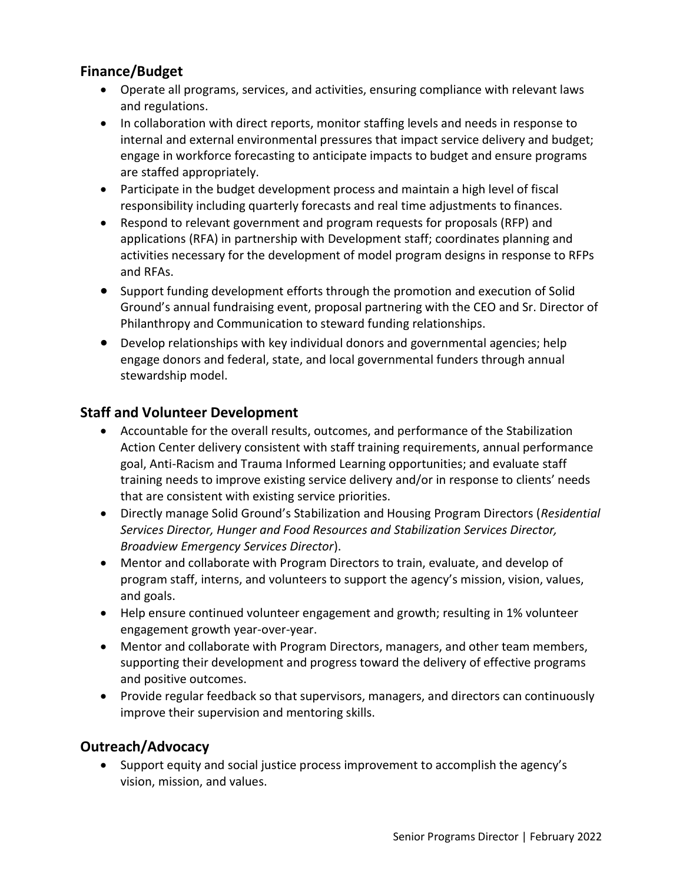## Finance/Budget

- Operate all programs, services, and activities, ensuring compliance with relevant laws and regulations.
- In collaboration with direct reports, monitor staffing levels and needs in response to internal and external environmental pressures that impact service delivery and budget; engage in workforce forecasting to anticipate impacts to budget and ensure programs are staffed appropriately.
- Participate in the budget development process and maintain a high level of fiscal responsibility including quarterly forecasts and real time adjustments to finances.
- Respond to relevant government and program requests for proposals (RFP) and applications (RFA) in partnership with Development staff; coordinates planning and activities necessary for the development of model program designs in response to RFPs and RFAs.
- Support funding development efforts through the promotion and execution of Solid Ground's annual fundraising event, proposal partnering with the CEO and Sr. Director of Philanthropy and Communication to steward funding relationships.
- Develop relationships with key individual donors and governmental agencies; help engage donors and federal, state, and local governmental funders through annual stewardship model.

## Staff and Volunteer Development

- Accountable for the overall results, outcomes, and performance of the Stabilization Action Center delivery consistent with staff training requirements, annual performance goal, Anti-Racism and Trauma Informed Learning opportunities; and evaluate staff training needs to improve existing service delivery and/or in response to clients' needs that are consistent with existing service priorities.
- Directly manage Solid Ground's Stabilization and Housing Program Directors (*Residential Services Director, Hunger and Food Resources and Stabilization Services Director, Broadview Emergency Services Director*).
- Mentor and collaborate with Program Directors to train, evaluate, and develop of program staff, interns, and volunteers to support the agency's mission, vision, values, and goals.
- Help ensure continued volunteer engagement and growth; resulting in 1% volunteer engagement growth year-over-year.
- Mentor and collaborate with Program Directors, managers, and other team members, supporting their development and progress toward the delivery of effective programs and positive outcomes.
- Provide regular feedback so that supervisors, managers, and directors can continuously improve their supervision and mentoring skills.

## Outreach/Advocacy

- Support equity and social justice process improvement to accomplish the agency's vision, mission, and values.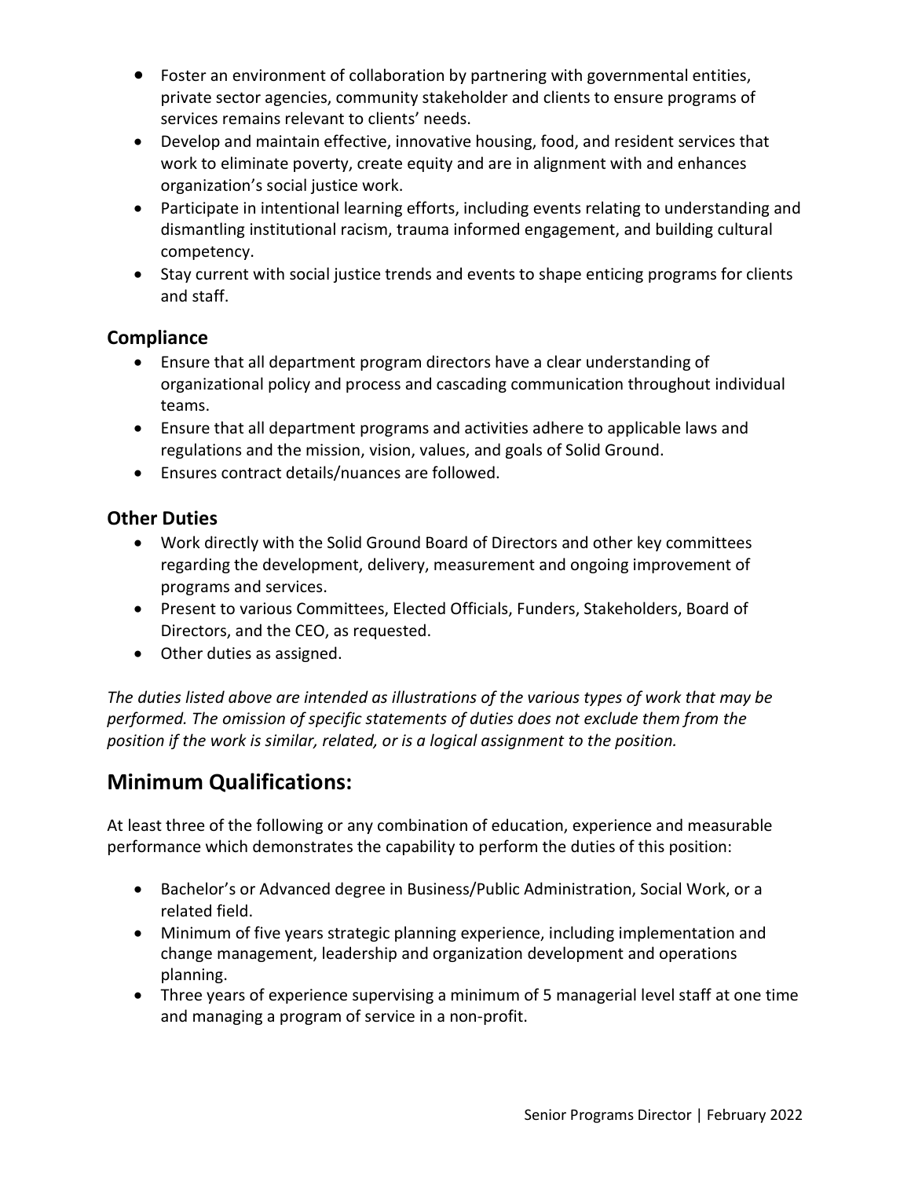- Foster an environment of collaboration by partnering with governmental entities, private sector agencies, community stakeholder and clients to ensure programs of services remains relevant to clients' needs.
- Develop and maintain effective, innovative housing, food, and resident services that work to eliminate poverty, create equity and are in alignment with and enhances organization's social justice work.
- Participate in intentional learning efforts, including events relating to understanding and dismantling institutional racism, trauma informed engagement, and building cultural competency.
- Stay current with social justice trends and events to shape enticing programs for clients and staff.

### Compliance

- Ensure that all department program directors have a clear understanding of organizational policy and process and cascading communication throughout individual teams.
- Ensure that all department programs and activities adhere to applicable laws and regulations and the mission, vision, values, and goals of Solid Ground.
- Ensures contract details/nuances are followed.

### Other Duties

- Work directly with the Solid Ground Board of Directors and other key committees regarding the development, delivery, measurement and ongoing improvement of programs and services.
- Present to various Committees, Elected Officials, Funders, Stakeholders, Board of Directors, and the CEO, as requested.
- Other duties as assigned.

*The duties listed above are intended as illustrations of the various types of work that may be performed. The omission of specific statements of duties does not exclude them from the position if the work is similar, related, or is a logical assignment to the position.*

## Minimum Qualifications:

At least three of the following or any combination of education, experience and measurable performance which demonstrates the capability to perform the duties of this position:

- Bachelor's or Advanced degree in Business/Public Administration, Social Work, or a related field.
- Minimum of five years strategic planning experience, including implementation and change management, leadership and organization development and operations planning.
- Three years of experience supervising a minimum of 5 managerial level staff at one time and managing a program of service in a non-profit.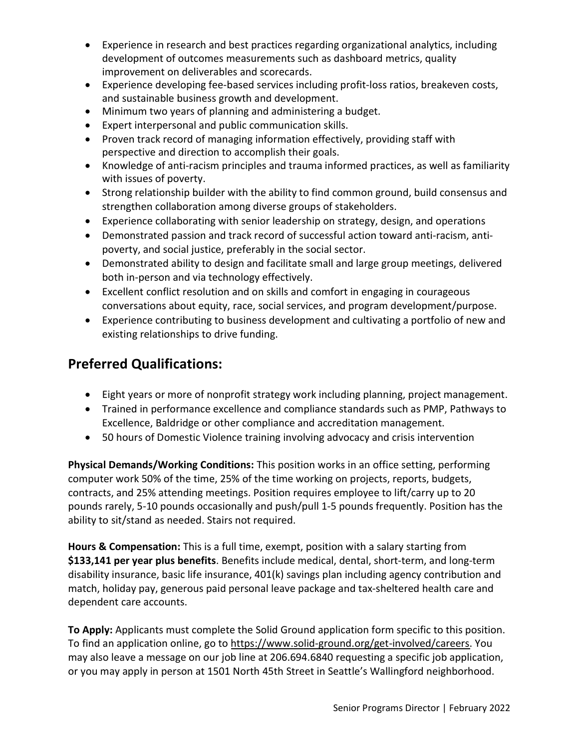- Experience in research and best practices regarding organizational analytics, including development of outcomes measurements such as dashboard metrics, quality improvement on deliverables and scorecards.
- Experience developing fee-based services including profit-loss ratios, breakeven costs, and sustainable business growth and development.
- Minimum two years of planning and administering a budget.
- Expert interpersonal and public communication skills.
- Proven track record of managing information effectively, providing staff with perspective and direction to accomplish their goals.
- Knowledge of anti-racism principles and trauma informed practices, as well as familiarity with issues of poverty.
- Strong relationship builder with the ability to find common ground, build consensus and strengthen collaboration among diverse groups of stakeholders.
- Experience collaborating with senior leadership on strategy, design, and operations
- Demonstrated passion and track record of successful action toward anti-racism, anti-poverty, and social justice, preferably in the social sector.
- Demonstrated ability to design and facilitate small and large group meetings, delivered both in-person and via technology effectively.
- Excellent conflict resolution and on skills and comfort in engaging in courageous conversations about equity, race, social services, and program development/purpose.
- Experience contributing to business development and cultivating a portfolio of new and existing relationships to drive funding.

## Preferred Qualifications:

- Eight years or more of nonprofit strategy work including planning, project management.
- Trained in performance excellence and compliance standards such as PMP, Pathways to Excellence, Baldridge or other compliance and accreditation management.
- 50 hours of Domestic Violence training involving advocacy and crisis intervention

**Physical Demands/Working Conditions:** This position works in an office setting, performing computer work 50% of the time, 25% of the time working on projects, reports, budgets, contracts, and 25% attending meetings. Position requires employee to lift/carry up to 20 pounds rarely, 5-10 pounds occasionally and push/pull 1-5 pounds frequently. Position has the ability to sit/stand as needed. Stairs not required.

**Hours & Compensation:** This is a full time, exempt, position with a salary starting from **$133,141 per year plus benefits**. Benefits include medical, dental, short-term, and long-term disability insurance, basic life insurance, 401(k) savings plan including agency contribution and match, holiday pay, generous paid personal leave package and tax-sheltered health care and dependent care accounts.

**To Apply:** Applicants must complete the Solid Ground application form specific to this position. To find an application online, go to https://www.solid-ground.org/get-involved/careers. You may also leave a message on our job line at 206.694.6840 requesting a specific job application, or you may apply in person at 1501 North 45th Street in Seattle's Wallingford neighborhood.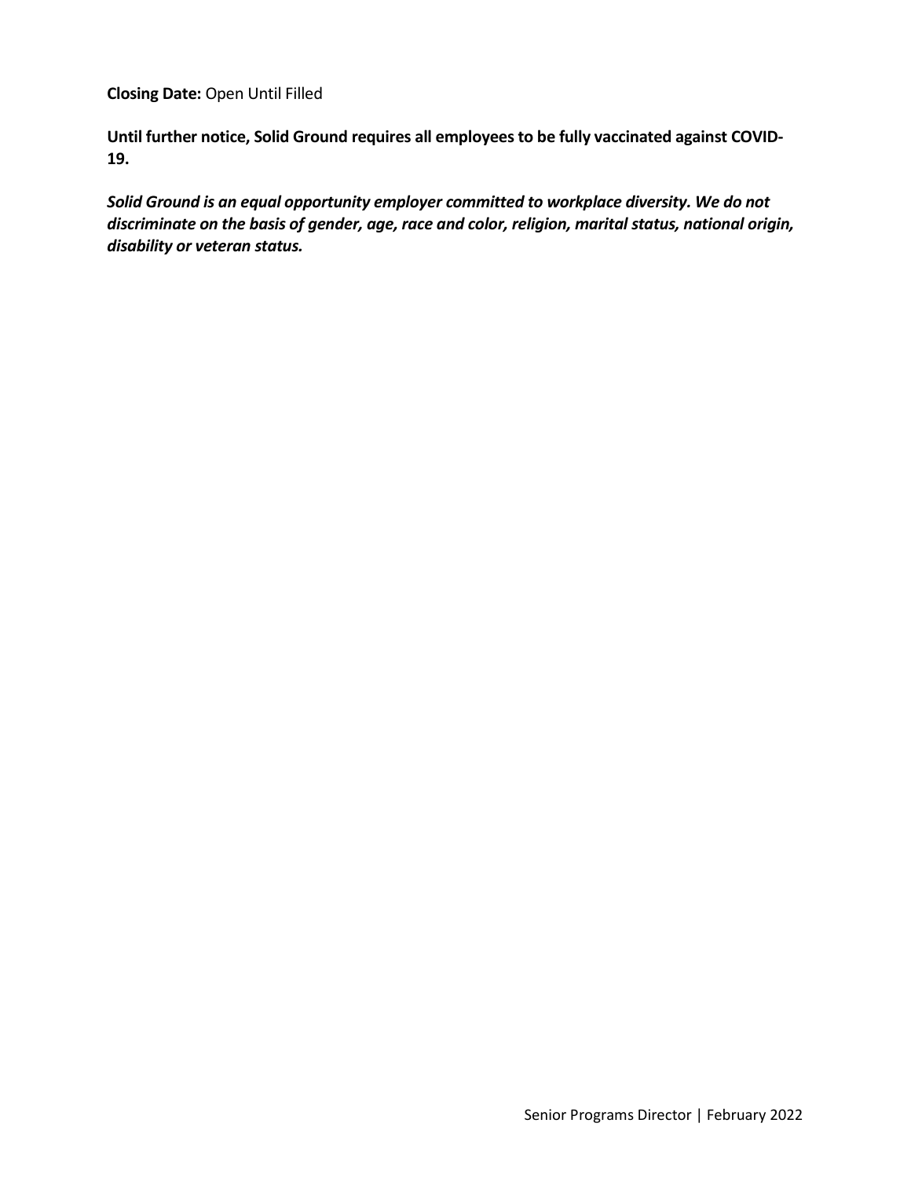**Closing Date:** Open Until Filled

**Until further notice, Solid Ground requires all employees to be fully vaccinated against COVID-19.**

***Solid Ground is an equal opportunity employer committed to workplace diversity. We do not discriminate on the basis of gender, age, race and color, religion, marital status, national origin, disability or veteran status.***